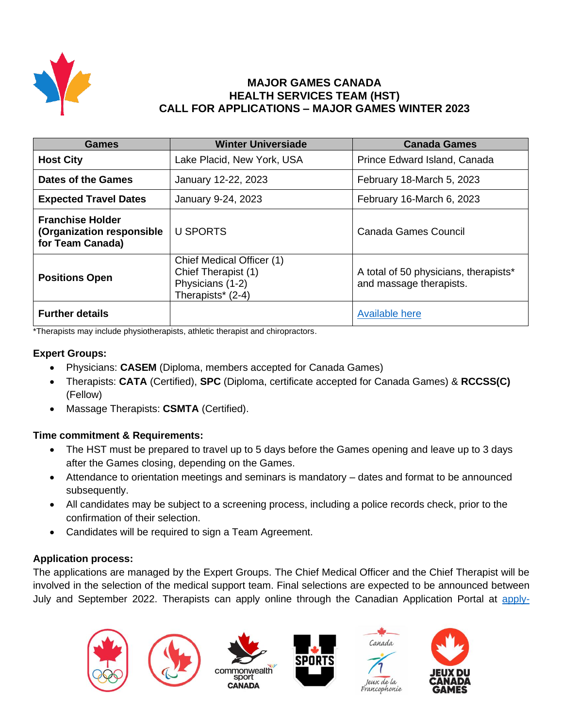# MAJOR GAMES CANADA
# HEALTH SERVICES TEAM (HST)
# CALL FOR APPLICATIONS – MAJOR GAMES WINTER 2023

| Games | Winter Universiade | Canada Games |
|---|---|---|
| **Host City** | Lake Placid, New York, USA | Prince Edward Island, Canada |
| **Dates of the Games** | January 12-22, 2023 | February 18-March 5, 2023 |
| **Expected Travel Dates** | January 9-24, 2023 | February 16-March 6, 2023 |
| **Franchise Holder (Organization responsible for Team Canada)** | U SPORTS | Canada Games Council |
| **Positions Open** | Chief Medical Officer (1)<br>Chief Therapist (1)<br>Physicians (1-2)<br>Therapists* (2-4) | A total of 50 physicians, therapists* and massage therapists. |
| **Further details** | | Available here |

*Therapists may include physiotherapists, athletic therapist and chiropractors.

### Expert Groups:

- Physicians: **CASEM** (Diploma, members accepted for Canada Games)
- Therapists: **CATA** (Certified), **SPC** (Diploma, certificate accepted for Canada Games) & **RCCSS(C)** (Fellow)
- Massage Therapists: **CSMTA** (Certified).

### Time commitment & Requirements:

- The HST must be prepared to travel up to 5 days before the Games opening and leave up to 3 days after the Games closing, depending on the Games.
- Attendance to orientation meetings and seminars is mandatory – dates and format to be announced subsequently.
- All candidates may be subject to a screening process, including a police records check, prior to the confirmation of their selection.
- Candidates will be required to sign a Team Agreement.

### Application process:

The applications are managed by the Expert Groups. The Chief Medical Officer and the Chief Therapist will be involved in the selection of the medical support team. Final selections are expected to be announced between July and September 2022. Therapists can apply online through the Canadian Application Portal at apply-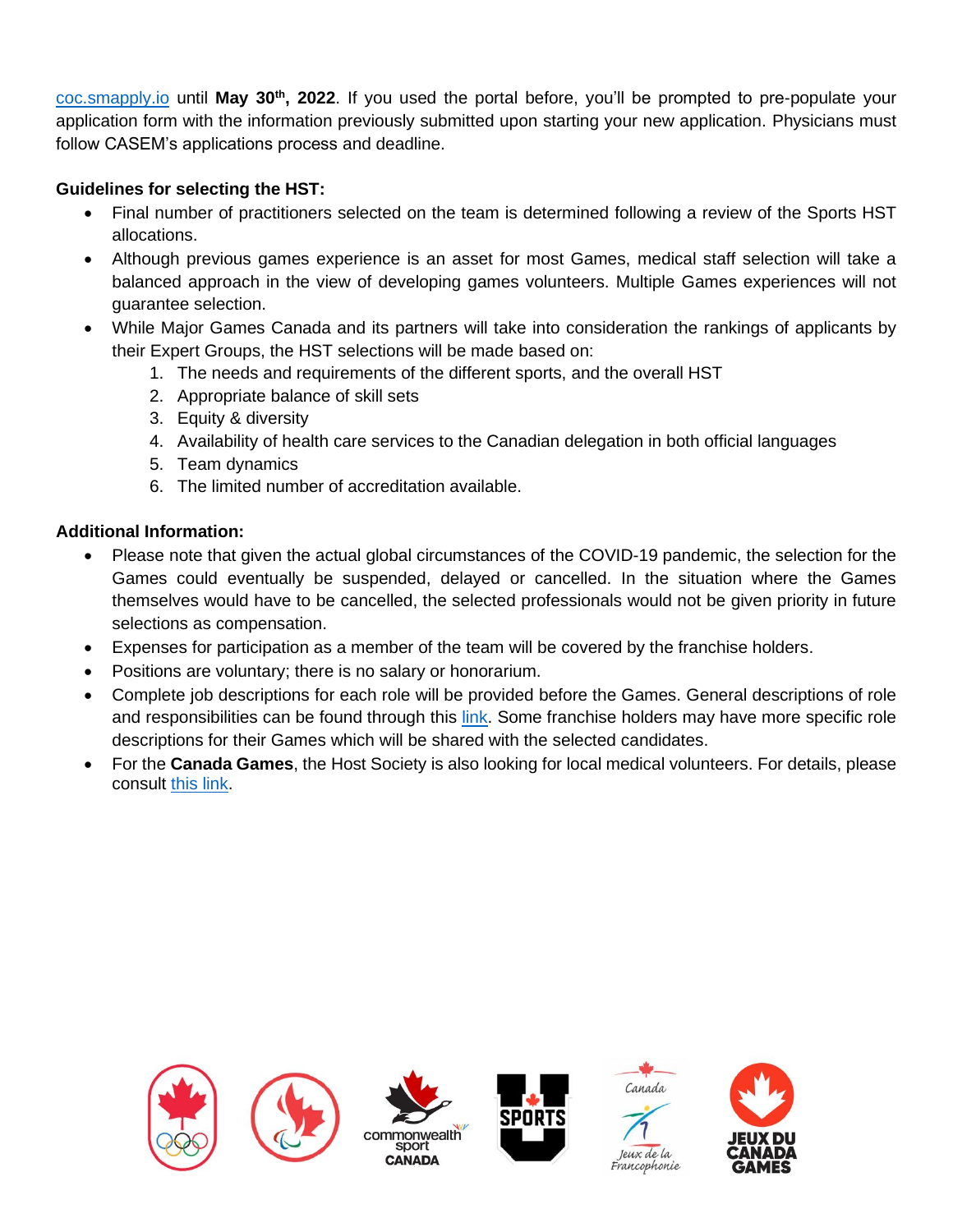coc.smapply.io until **May 30th, 2022**. If you used the portal before, you'll be prompted to pre-populate your application form with the information previously submitted upon starting your new application. Physicians must follow CASEM's applications process and deadline.

**Guidelines for selecting the HST:**

- Final number of practitioners selected on the team is determined following a review of the Sports HST allocations.
- Although previous games experience is an asset for most Games, medical staff selection will take a balanced approach in the view of developing games volunteers. Multiple Games experiences will not guarantee selection.
- While Major Games Canada and its partners will take into consideration the rankings of applicants by their Expert Groups, the HST selections will be made based on:
    1. The needs and requirements of the different sports, and the overall HST
    2. Appropriate balance of skill sets
    3. Equity & diversity
    4. Availability of health care services to the Canadian delegation in both official languages
    5. Team dynamics
    6. The limited number of accreditation available.

**Additional Information:**

- Please note that given the actual global circumstances of the COVID-19 pandemic, the selection for the Games could eventually be suspended, delayed or cancelled. In the situation where the Games themselves would have to be cancelled, the selected professionals would not be given priority in future selections as compensation.
- Expenses for participation as a member of the team will be covered by the franchise holders.
- Positions are voluntary; there is no salary or honorarium.
- Complete job descriptions for each role will be provided before the Games. General descriptions of role and responsibilities can be found through this link. Some franchise holders may have more specific role descriptions for their Games which will be shared with the selected candidates.
- For the **Canada Games**, the Host Society is also looking for local medical volunteers. For details, please consult this link.